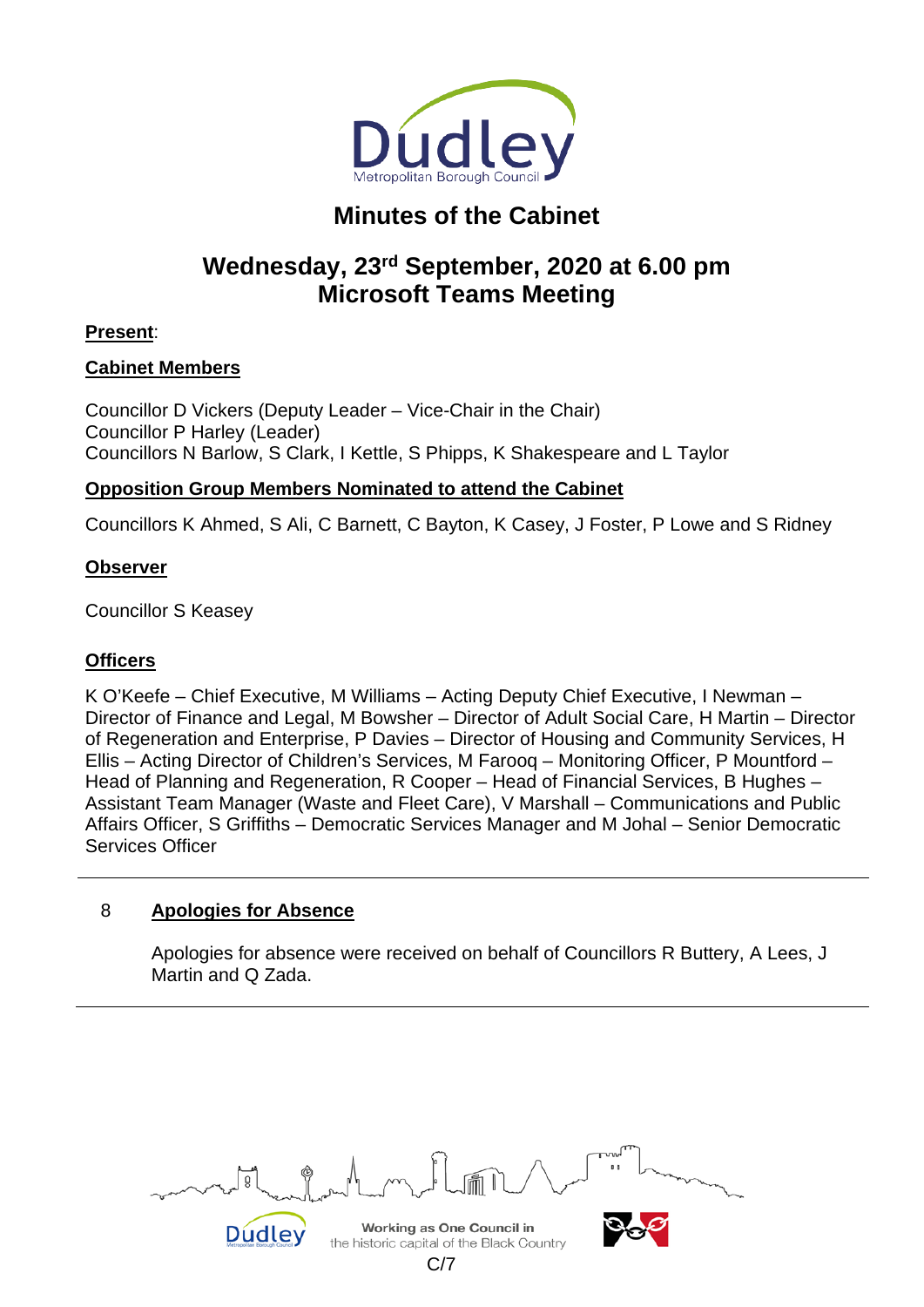# Minutes of the Cabinet

## Wednesday, 23rd September, 2020 at 6.00 pm
## Microsoft Teams Meeting

**Present**:

**Cabinet Members**

Councillor D Vickers (Deputy Leader – Vice-Chair in the Chair)
Councillor P Harley (Leader)
Councillors N Barlow, S Clark, I Kettle, S Phipps, K Shakespeare and L Taylor

**Opposition Group Members Nominated to attend the Cabinet**

Councillors K Ahmed, S Ali, C Barnett, C Bayton, K Casey, J Foster, P Lowe and S Ridney

**Observer**

Councillor S Keasey

**Officers**

K O'Keefe – Chief Executive, M Williams – Acting Deputy Chief Executive, I Newman – Director of Finance and Legal, M Bowsher – Director of Adult Social Care, H Martin – Director of Regeneration and Enterprise, P Davies – Director of Housing and Community Services, H Ellis – Acting Director of Children's Services, M Farooq – Monitoring Officer, P Mountford – Head of Planning and Regeneration, R Cooper – Head of Financial Services, B Hughes – Assistant Team Manager (Waste and Fleet Care), V Marshall – Communications and Public Affairs Officer, S Griffiths – Democratic Services Manager and M Johal – Senior Democratic Services Officer

---

**8 Apologies for Absence**

Apologies for absence were received on behalf of Councillors R Buttery, A Lees, J Martin and Q Zada.

---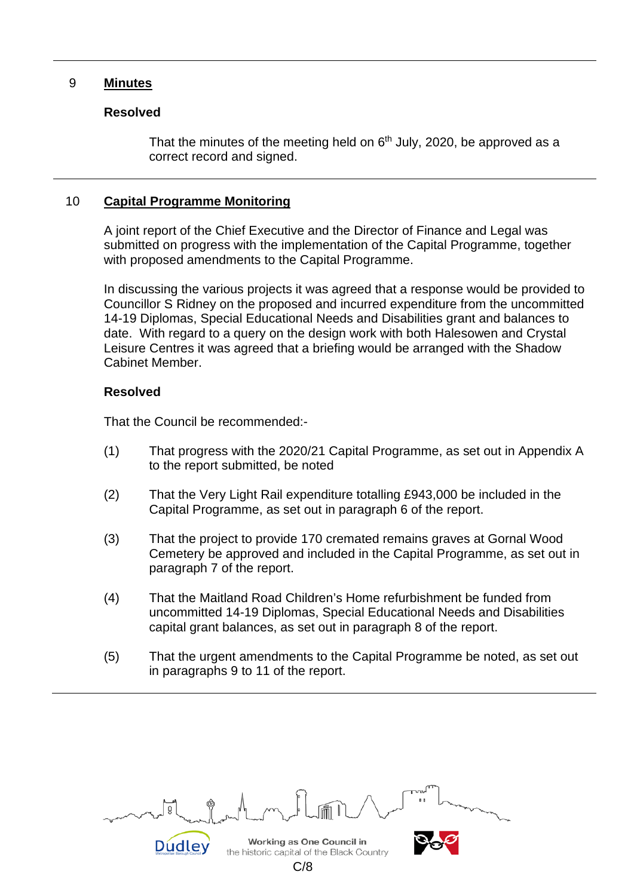## 9 Minutes

**Resolved**

That the minutes of the meeting held on 6th July, 2020, be approved as a correct record and signed.

## 10 Capital Programme Monitoring

A joint report of the Chief Executive and the Director of Finance and Legal was submitted on progress with the implementation of the Capital Programme, together with proposed amendments to the Capital Programme.

In discussing the various projects it was agreed that a response would be provided to Councillor S Ridney on the proposed and incurred expenditure from the uncommitted 14-19 Diplomas, Special Educational Needs and Disabilities grant and balances to date. With regard to a query on the design work with both Halesowen and Crystal Leisure Centres it was agreed that a briefing would be arranged with the Shadow Cabinet Member.

**Resolved**

That the Council be recommended:-

(1) That progress with the 2020/21 Capital Programme, as set out in Appendix A to the report submitted, be noted

(2) That the Very Light Rail expenditure totalling £943,000 be included in the Capital Programme, as set out in paragraph 6 of the report.

(3) That the project to provide 170 cremated remains graves at Gornal Wood Cemetery be approved and included in the Capital Programme, as set out in paragraph 7 of the report.

(4) That the Maitland Road Children's Home refurbishment be funded from uncommitted 14-19 Diplomas, Special Educational Needs and Disabilities capital grant balances, as set out in paragraph 8 of the report.

(5) That the urgent amendments to the Capital Programme be noted, as set out in paragraphs 9 to 11 of the report.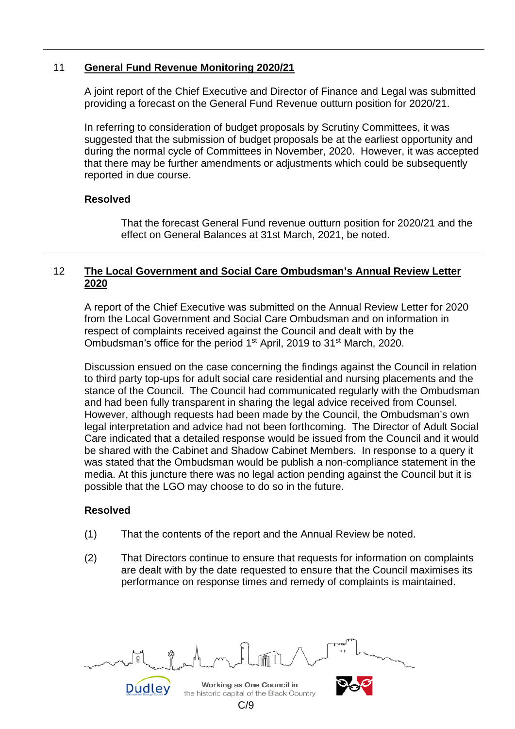## 11 General Fund Revenue Monitoring 2020/21

A joint report of the Chief Executive and Director of Finance and Legal was submitted providing a forecast on the General Fund Revenue outturn position for 2020/21.

In referring to consideration of budget proposals by Scrutiny Committees, it was suggested that the submission of budget proposals be at the earliest opportunity and during the normal cycle of Committees in November, 2020. However, it was accepted that there may be further amendments or adjustments which could be subsequently reported in due course.

**Resolved**

That the forecast General Fund revenue outturn position for 2020/21 and the effect on General Balances at 31st March, 2021, be noted.

## 12 The Local Government and Social Care Ombudsman's Annual Review Letter 2020

A report of the Chief Executive was submitted on the Annual Review Letter for 2020 from the Local Government and Social Care Ombudsman and on information in respect of complaints received against the Council and dealt with by the Ombudsman's office for the period 1st April, 2019 to 31st March, 2020.

Discussion ensued on the case concerning the findings against the Council in relation to third party top-ups for adult social care residential and nursing placements and the stance of the Council. The Council had communicated regularly with the Ombudsman and had been fully transparent in sharing the legal advice received from Counsel. However, although requests had been made by the Council, the Ombudsman's own legal interpretation and advice had not been forthcoming. The Director of Adult Social Care indicated that a detailed response would be issued from the Council and it would be shared with the Cabinet and Shadow Cabinet Members. In response to a query it was stated that the Ombudsman would be publish a non-compliance statement in the media. At this juncture there was no legal action pending against the Council but it is possible that the LGO may choose to do so in the future.

**Resolved**

(1) That the contents of the report and the Annual Review be noted.

(2) That Directors continue to ensure that requests for information on complaints are dealt with by the date requested to ensure that the Council maximises its performance on response times and remedy of complaints is maintained.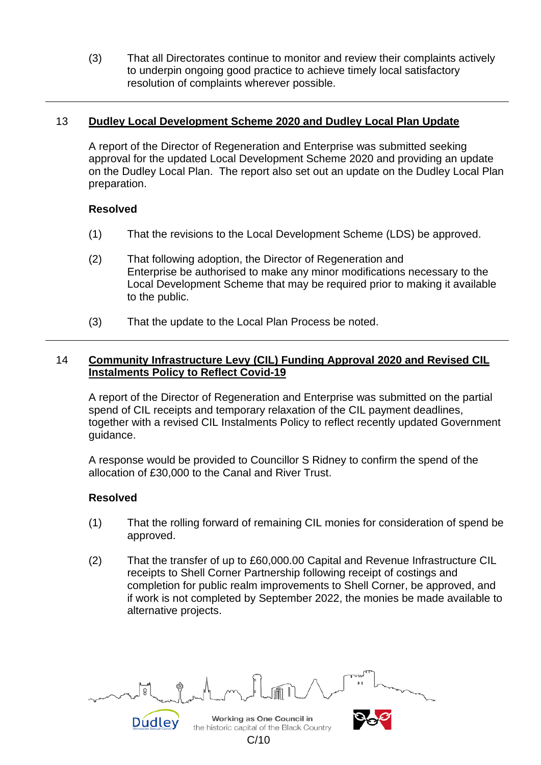(3) That all Directorates continue to monitor and review their complaints actively to underpin ongoing good practice to achieve timely local satisfactory resolution of complaints wherever possible.

---

## 13 Dudley Local Development Scheme 2020 and Dudley Local Plan Update

A report of the Director of Regeneration and Enterprise was submitted seeking approval for the updated Local Development Scheme 2020 and providing an update on the Dudley Local Plan. The report also set out an update on the Dudley Local Plan preparation.

**Resolved**

(1) That the revisions to the Local Development Scheme (LDS) be approved.

(2) That following adoption, the Director of Regeneration and Enterprise be authorised to make any minor modifications necessary to the Local Development Scheme that may be required prior to making it available to the public.

(3) That the update to the Local Plan Process be noted.

---

## 14 Community Infrastructure Levy (CIL) Funding Approval 2020 and Revised CIL Instalments Policy to Reflect Covid-19

A report of the Director of Regeneration and Enterprise was submitted on the partial spend of CIL receipts and temporary relaxation of the CIL payment deadlines, together with a revised CIL Instalments Policy to reflect recently updated Government guidance.

A response would be provided to Councillor S Ridney to confirm the spend of the allocation of £30,000 to the Canal and River Trust.

**Resolved**

(1) That the rolling forward of remaining CIL monies for consideration of spend be approved.

(2) That the transfer of up to £60,000.00 Capital and Revenue Infrastructure CIL receipts to Shell Corner Partnership following receipt of costings and completion for public realm improvements to Shell Corner, be approved, and if work is not completed by September 2022, the monies be made available to alternative projects.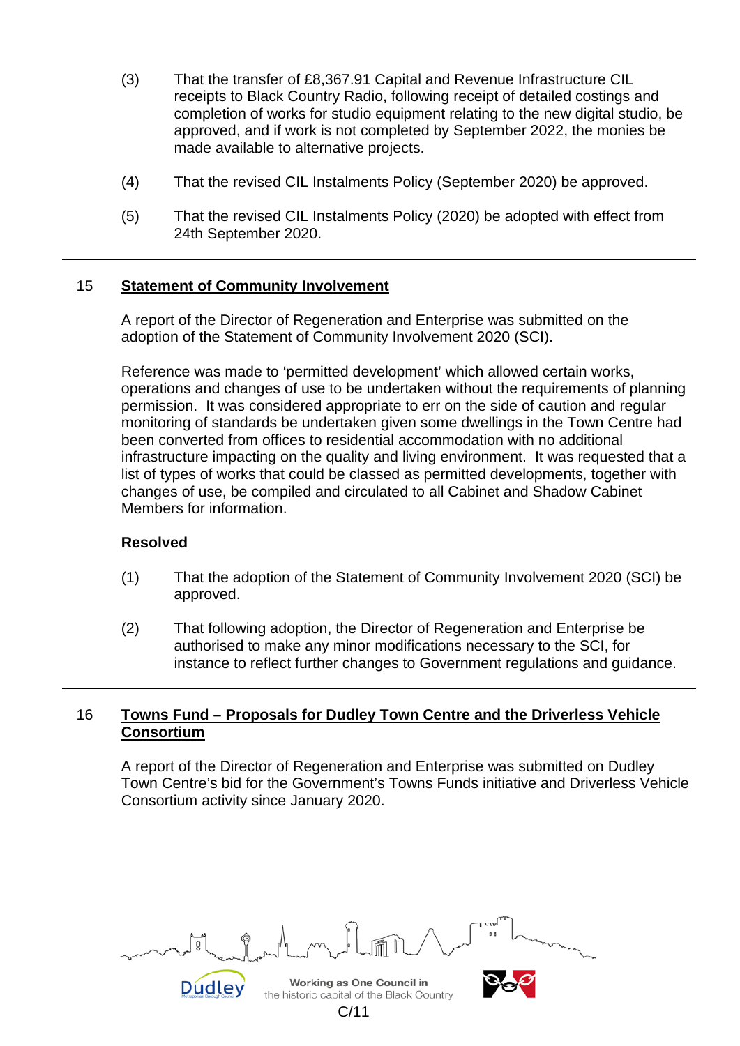(3) That the transfer of £8,367.91 Capital and Revenue Infrastructure CIL receipts to Black Country Radio, following receipt of detailed costings and completion of works for studio equipment relating to the new digital studio, be approved, and if work is not completed by September 2022, the monies be made available to alternative projects.

(4) That the revised CIL Instalments Policy (September 2020) be approved.

(5) That the revised CIL Instalments Policy (2020) be adopted with effect from 24th September 2020.

---

## 15 Statement of Community Involvement

A report of the Director of Regeneration and Enterprise was submitted on the adoption of the Statement of Community Involvement 2020 (SCI).

Reference was made to 'permitted development' which allowed certain works, operations and changes of use to be undertaken without the requirements of planning permission. It was considered appropriate to err on the side of caution and regular monitoring of standards be undertaken given some dwellings in the Town Centre had been converted from offices to residential accommodation with no additional infrastructure impacting on the quality and living environment. It was requested that a list of types of works that could be classed as permitted developments, together with changes of use, be compiled and circulated to all Cabinet and Shadow Cabinet Members for information.

**Resolved**

(1) That the adoption of the Statement of Community Involvement 2020 (SCI) be approved.

(2) That following adoption, the Director of Regeneration and Enterprise be authorised to make any minor modifications necessary to the SCI, for instance to reflect further changes to Government regulations and guidance.

---

## 16 Towns Fund – Proposals for Dudley Town Centre and the Driverless Vehicle Consortium

A report of the Director of Regeneration and Enterprise was submitted on Dudley Town Centre's bid for the Government's Towns Funds initiative and Driverless Vehicle Consortium activity since January 2020.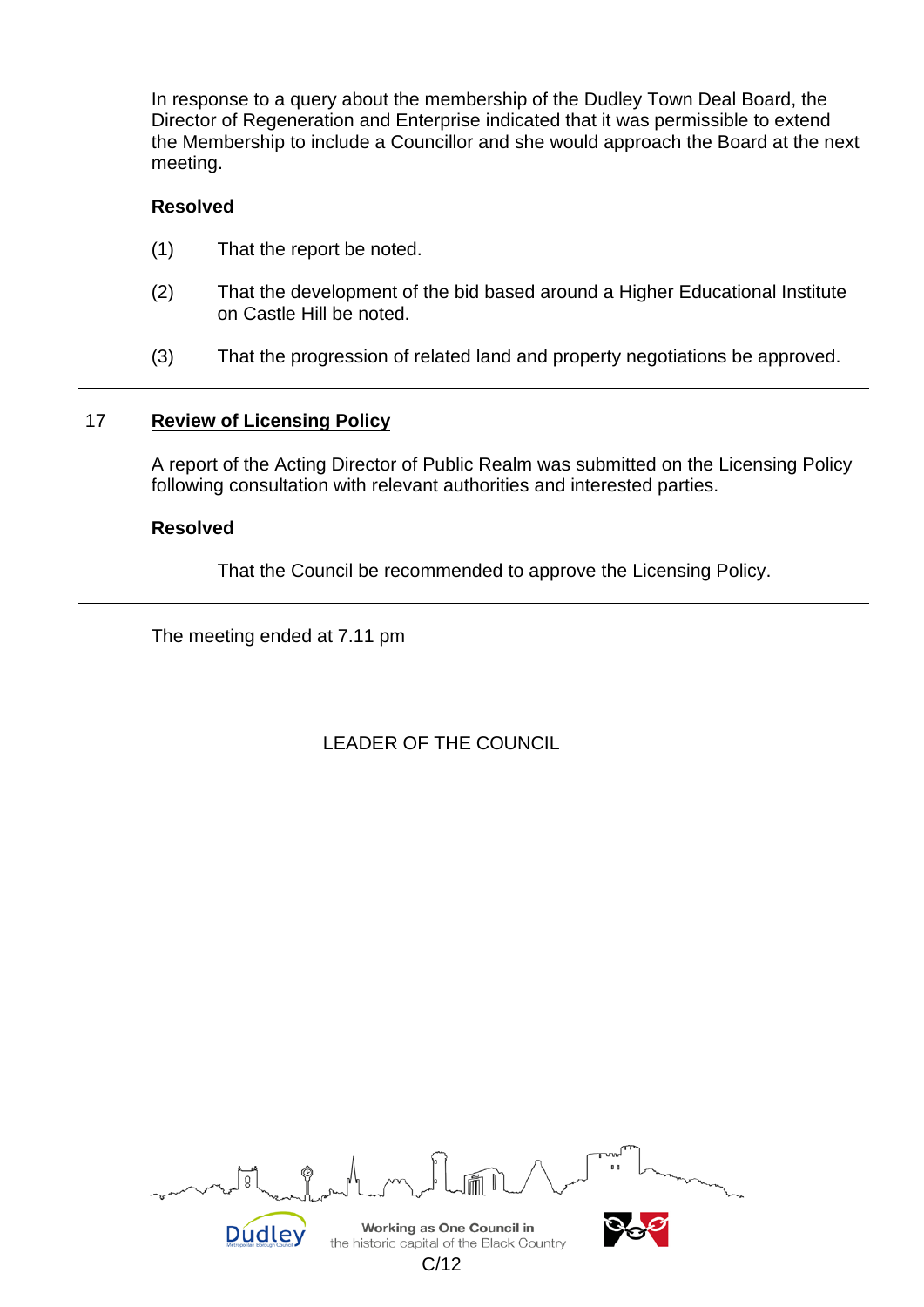In response to a query about the membership of the Dudley Town Deal Board, the Director of Regeneration and Enterprise indicated that it was permissible to extend the Membership to include a Councillor and she would approach the Board at the next meeting.

**Resolved**

(1) That the report be noted.

(2) That the development of the bid based around a Higher Educational Institute on Castle Hill be noted.

(3) That the progression of related land and property negotiations be approved.

---

## 17 Review of Licensing Policy

A report of the Acting Director of Public Realm was submitted on the Licensing Policy following consultation with relevant authorities and interested parties.

**Resolved**

That the Council be recommended to approve the Licensing Policy.

---

The meeting ended at 7.11 pm

LEADER OF THE COUNCIL